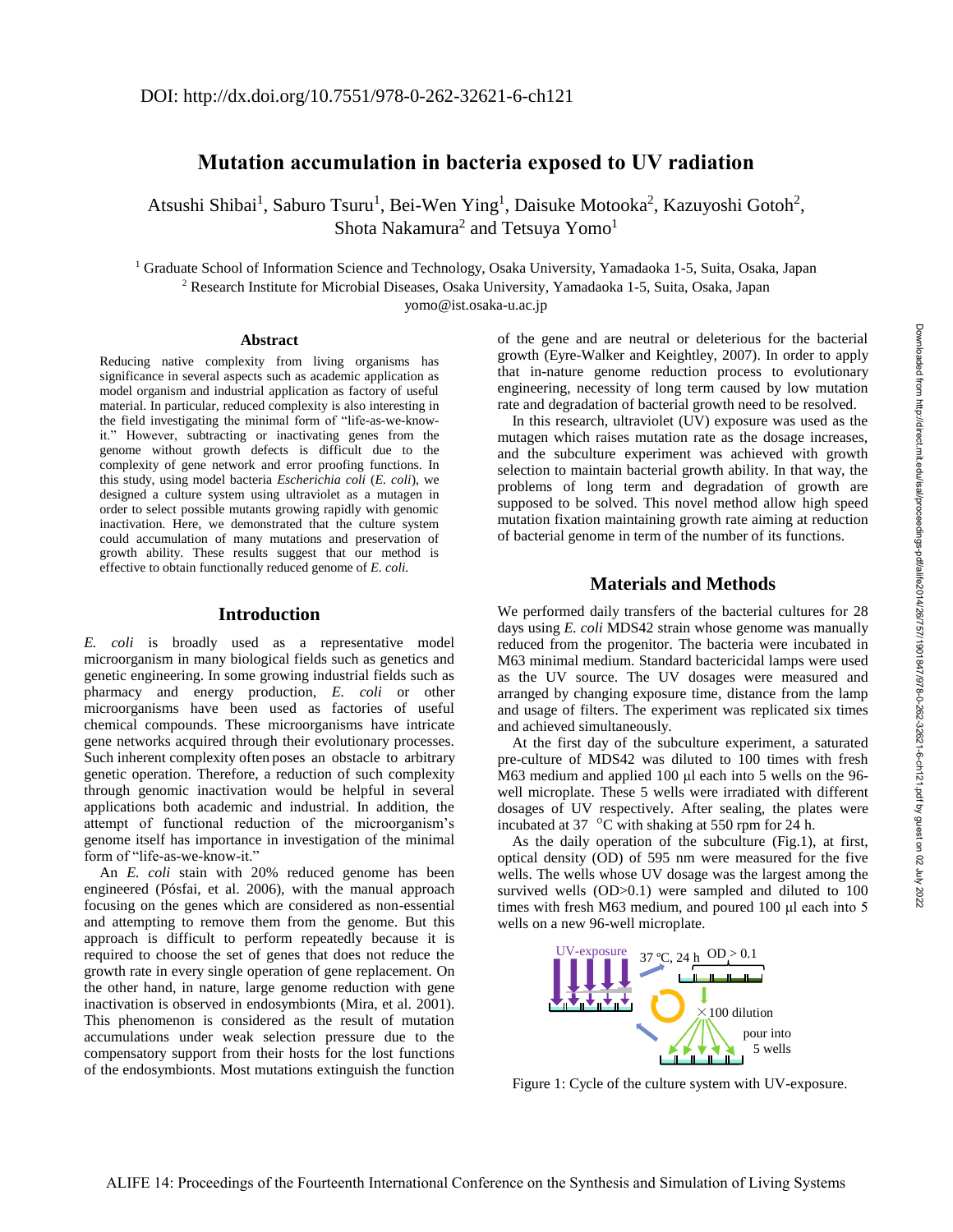DOI: http://dx.doi.org/10.7551/978-0-262-32621-6-ch121

# Mutation accumulation in bacteria exposed to UV radiation

Atsushi Shibai[1], Saburo Tsuru[1], Bei-Wen Ying[1], Daisuke Motooka[2], Kazuyoshi Gotoh[2], Shota Nakamura[2] and Tetsuya Yomo[1]

[1] Graduate School of Information Science and Technology, Osaka University, Yamadaoka 1-5, Suita, Osaka, Japan
[2] Research Institute for Microbial Diseases, Osaka University, Yamadaoka 1-5, Suita, Osaka, Japan
yomo@ist.osaka-u.ac.jp

## Abstract

Reducing native complexity from living organisms has significance in several aspects such as academic application as model organism and industrial application as factory of useful material. In particular, reduced complexity is also interesting in the field investigating the minimal form of "life-as-we-know-it." However, subtracting or inactivating genes from the genome without growth defects is difficult due to the complexity of gene network and error proofing functions. In this study, using model bacteria *Escherichia coli* (*E. coli*), we designed a culture system using ultraviolet as a mutagen in order to select possible mutants growing rapidly with genomic inactivation. Here, we demonstrated that the culture system could accumulation of many mutations and preservation of growth ability. These results suggest that our method is effective to obtain functionally reduced genome of *E. coli.*

## Introduction

*E. coli* is broadly used as a representative model microorganism in many biological fields such as genetics and genetic engineering. In some growing industrial fields such as pharmacy and energy production, *E. coli* or other microorganisms have been used as factories of useful chemical compounds. These microorganisms have intricate gene networks acquired through their evolutionary processes. Such inherent complexity often poses an obstacle to arbitrary genetic operation. Therefore, a reduction of such complexity through genomic inactivation would be helpful in several applications both academic and industrial. In addition, the attempt of functional reduction of the microorganism's genome itself has importance in investigation of the minimal form of "life-as-we-know-it."

An *E. coli* stain with 20% reduced genome has been engineered (Pósfai, et al. 2006), with the manual approach focusing on the genes which are considered as non-essential and attempting to remove them from the genome. But this approach is difficult to perform repeatedly because it is required to choose the set of genes that does not reduce the growth rate in every single operation of gene replacement. On the other hand, in nature, large genome reduction with gene inactivation is observed in endosymbionts (Mira, et al. 2001). This phenomenon is considered as the result of mutation accumulations under weak selection pressure due to the compensatory support from their hosts for the lost functions of the endosymbionts. Most mutations extinguish the function of the gene and are neutral or deleterious for the bacterial growth (Eyre-Walker and Keightley, 2007). In order to apply that in-nature genome reduction process to evolutionary engineering, necessity of long term caused by low mutation rate and degradation of bacterial growth need to be resolved.

In this research, ultraviolet (UV) exposure was used as the mutagen which raises mutation rate as the dosage increases, and the subculture experiment was achieved with growth selection to maintain bacterial growth ability. In that way, the problems of long term and degradation of growth are supposed to be solved. This novel method allow high speed mutation fixation maintaining growth rate aiming at reduction of bacterial genome in term of the number of its functions.

## Materials and Methods

We performed daily transfers of the bacterial cultures for 28 days using *E. coli* MDS42 strain whose genome was manually reduced from the progenitor. The bacteria were incubated in M63 minimal medium. Standard bactericidal lamps were used as the UV source. The UV dosages were measured and arranged by changing exposure time, distance from the lamp and usage of filters. The experiment was replicated six times and achieved simultaneously.

At the first day of the subculture experiment, a saturated pre-culture of MDS42 was diluted to 100 times with fresh M63 medium and applied 100 μl each into 5 wells on the 96-well microplate. These 5 wells were irradiated with different dosages of UV respectively. After sealing, the plates were incubated at 37 °C with shaking at 550 rpm for 24 h.

As the daily operation of the subculture (Fig.1), at first, optical density (OD) of 595 nm were measured for the five wells. The wells whose UV dosage was the largest among the survived wells (OD>0.1) were sampled and diluted to 100 times with fresh M63 medium, and poured 100 μl each into 5 wells on a new 96-well microplate.

UV-exposure | 37 °C, 24 h | OD > 0.1 | ×100 dilution | pour into 5 wells

Figure 1: Cycle of the culture system with UV-exposure.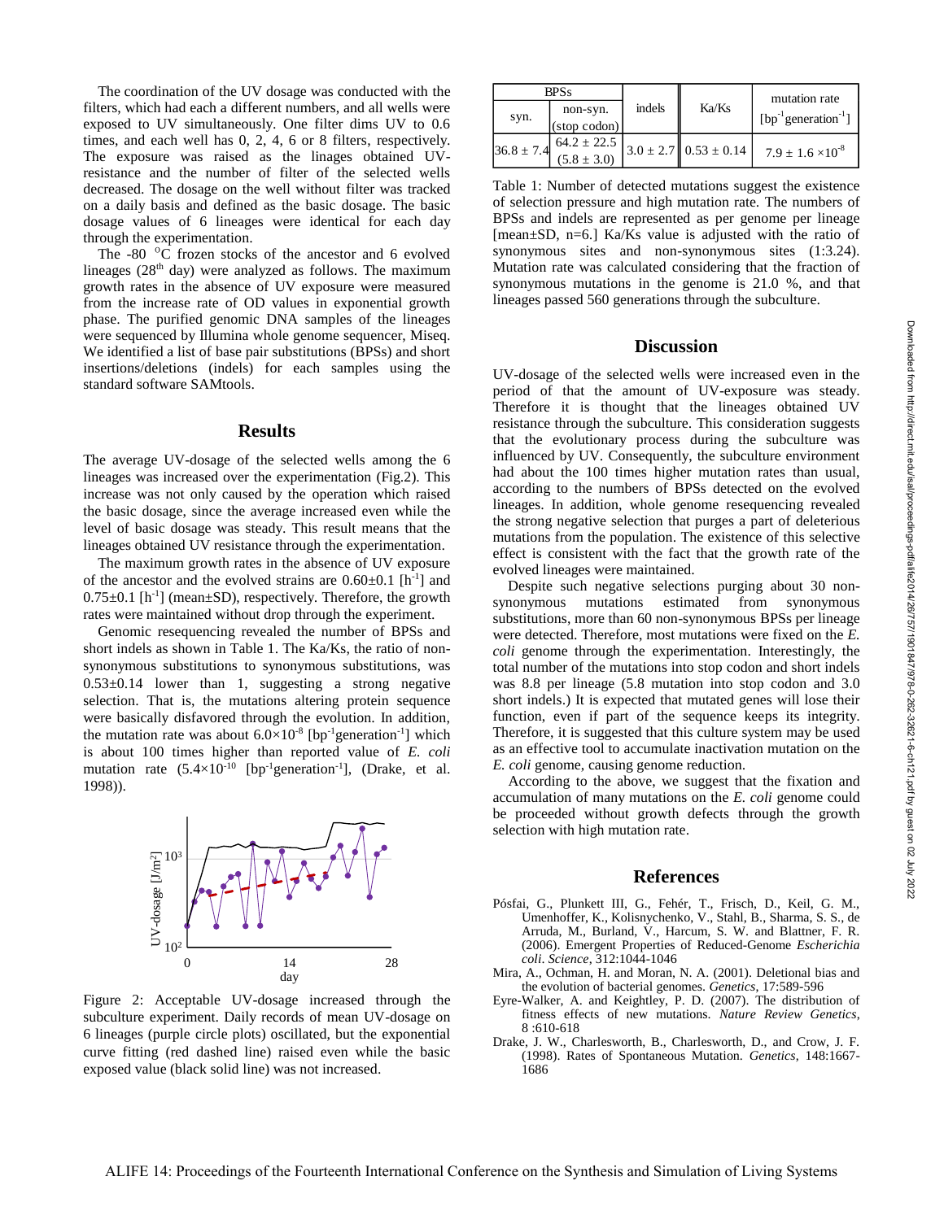The coordination of the UV dosage was conducted with the filters, which had each a different numbers, and all wells were exposed to UV simultaneously. One filter dims UV to 0.6 times, and each well has 0, 2, 4, 6 or 8 filters, respectively. The exposure was raised as the linages obtained UV-resistance and the number of filter of the selected wells decreased. The dosage on the well without filter was tracked on a daily basis and defined as the basic dosage. The basic dosage values of 6 lineages were identical for each day through the experimentation.

The -80 °C frozen stocks of the ancestor and 6 evolved lineages (28th day) were analyzed as follows. The maximum growth rates in the absence of UV exposure were measured from the increase rate of OD values in exponential growth phase. The purified genomic DNA samples of the lineages were sequenced by Illumina whole genome sequencer, Miseq. We identified a list of base pair substitutions (BPSs) and short insertions/deletions (indels) for each samples using the standard software SAMtools.

## Results

The average UV-dosage of the selected wells among the 6 lineages was increased over the experimentation (Fig.2). This increase was not only caused by the operation which raised the basic dosage, since the average increased even while the level of basic dosage was steady. This result means that the lineages obtained UV resistance through the experimentation.

The maximum growth rates in the absence of UV exposure of the ancestor and the evolved strains are 0.60±0.1 [$h^{-1}$] and 0.75±0.1 [$h^{-1}$] (mean±SD), respectively. Therefore, the growth rates were maintained without drop through the experiment.

Genomic resequencing revealed the number of BPSs and short indels as shown in Table 1. The Ka/Ks, the ratio of non-synonymous substitutions to synonymous substitutions, was 0.53±0.14 lower than 1, suggesting a strong negative selection. That is, the mutations altering protein sequence were basically disfavored through the evolution. In addition, the mutation rate was about $6.0\times10^{-8}$ [$bp^{-1}generation^{-1}$] which is about 100 times higher than reported value of *E. coli* mutation rate ($5.4\times10^{-10}$ [$bp^{-1}generation^{-1}$], (Drake, et al. 1998)).

UV-dosage [J/m²]
10³
10²
0
14
28
day

Figure 2: Acceptable UV-dosage increased through the subculture experiment. Daily records of mean UV-dosage on 6 lineages (purple circle plots) oscillated, but the exponential curve fitting (red dashed line) raised even while the basic exposed value (black solid line) was not increased.

| BPSs | | indels | Ka/Ks | mutation rate [$bp^{-1}generation^{-1}$] |
|---|---|---|---|---|
| syn. | non-syn. (stop codon) | | | |
| 36.8 ± 7.4 | 64.2 ± 22.5 (5.8 ± 3.0) | 3.0 ± 2.7 | 0.53 ± 0.14 | $7.9 \pm 1.6 \times10^{-8}$ |

Table 1: Number of detected mutations suggest the existence of selection pressure and high mutation rate. The numbers of BPSs and indels are represented as per genome per lineage [mean±SD, n=6.] Ka/Ks value is adjusted with the ratio of synonymous sites and non-synonymous sites (1:3.24). Mutation rate was calculated considering that the fraction of synonymous mutations in the genome is 21.0 %, and that lineages passed 560 generations through the subculture.

## Discussion

UV-dosage of the selected wells were increased even in the period of that the amount of UV-exposure was steady. Therefore it is thought that the lineages obtained UV resistance through the subculture. This consideration suggests that the evolutionary process during the subculture was influenced by UV. Consequently, the subculture environment had about the 100 times higher mutation rates than usual, according to the numbers of BPSs detected on the evolved lineages. In addition, whole genome resequencing revealed the strong negative selection that purges a part of deleterious mutations from the population. The existence of this selective effect is consistent with the fact that the growth rate of the evolved lineages were maintained.

Despite such negative selections purging about 30 non-synonymous mutations estimated from synonymous substitutions, more than 60 non-synonymous BPSs per lineage were detected. Therefore, most mutations were fixed on the *E. coli* genome through the experimentation. Interestingly, the total number of the mutations into stop codon and short indels was 8.8 per lineage (5.8 mutation into stop codon and 3.0 short indels.) It is expected that mutated genes will lose their function, even if part of the sequence keeps its integrity. Therefore, it is suggested that this culture system may be used as an effective tool to accumulate inactivation mutation on the *E. coli* genome, causing genome reduction.

According to the above, we suggest that the fixation and accumulation of many mutations on the *E. coli* genome could be proceeded without growth defects through the growth selection with high mutation rate.

## References

Pósfai, G., Plunkett III, G., Fehér, T., Frisch, D., Keil, G. M., Umenhoffer, K., Kolisnychenko, V., Stahl, B., Sharma, S. S., de Arruda, M., Burland, V., Harcum, S. W. and Blattner, F. R. (2006). Emergent Properties of Reduced-Genome *Escherichia coli*. *Science*, 312:1044-1046

Mira, A., Ochman, H. and Moran, N. A. (2001). Deletional bias and the evolution of bacterial genomes. *Genetics*, 17:589-596

Eyre-Walker, A. and Keightley, P. D. (2007). The distribution of fitness effects of new mutations. *Nature Review Genetics*, 8 :610-618

Drake, J. W., Charlesworth, B., Charlesworth, D., and Crow, J. F. (1998). Rates of Spontaneous Mutation. *Genetics*, 148:1667-1686